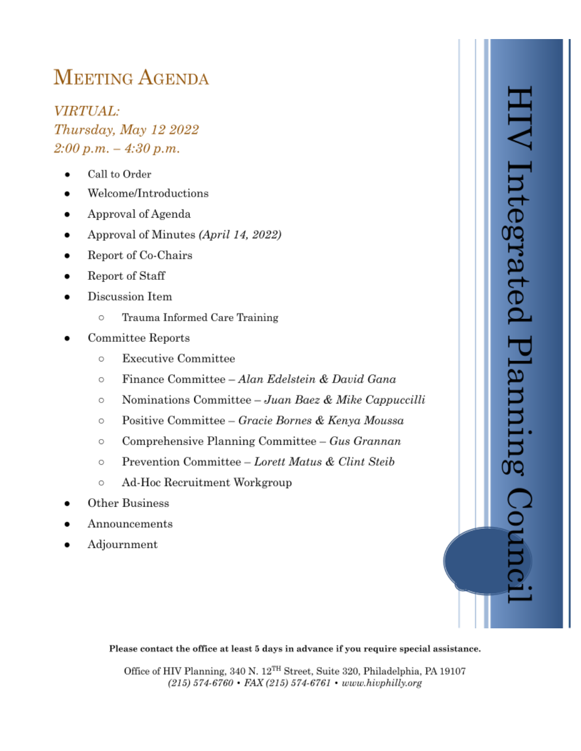# HIV Integrated Planning Council

## Meeting Agenda

*VIRTUAL:*
*Thursday, May 12 2022*
*2:00 p.m. – 4:30 p.m.*

- Call to Order
- Welcome/Introductions
- Approval of Agenda
- Approval of Minutes *(April 14, 2022)*
- Report of Co-Chairs
- Report of Staff
- Discussion Item
    - Trauma Informed Care Training
- Committee Reports
    - Executive Committee
    - Finance Committee – *Alan Edelstein & David Gana*
    - Nominations Committee – *Juan Baez & Mike Cappuccilli*
    - Positive Committee – *Gracie Bornes & Kenya Moussa*
    - Comprehensive Planning Committee – *Gus Grannan*
    - Prevention Committee – *Lorett Matus & Clint Steib*
    - Ad-Hoc Recruitment Workgroup
- Other Business
- Announcements
- Adjournment

**Please contact the office at least 5 days in advance if you require special assistance.**

Office of HIV Planning, 340 N. 12TH Street, Suite 320, Philadelphia, PA 19107
*(215) 574-6760 • FAX (215) 574-6761 • www.hivphilly.org*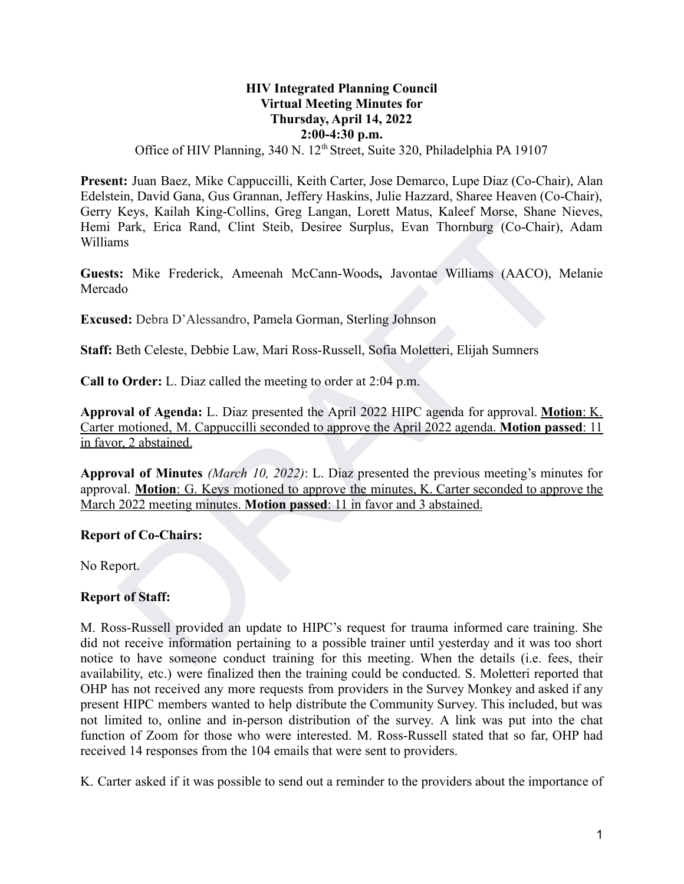# HIV Integrated Planning Council
## Virtual Meeting Minutes for
## Thursday, April 14, 2022
## 2:00-4:30 p.m.

Office of HIV Planning, 340 N. 12th Street, Suite 320, Philadelphia PA 19107

**Present:** Juan Baez, Mike Cappuccilli, Keith Carter, Jose Demarco, Lupe Diaz (Co-Chair), Alan Edelstein, David Gana, Gus Grannan, Jeffery Haskins, Julie Hazzard, Sharee Heaven (Co-Chair), Gerry Keys, Kailah King-Collins, Greg Langan, Lorett Matus, Kaleef Morse, Shane Nieves, Hemi Park, Erica Rand, Clint Steib, Desiree Surplus, Evan Thornburg (Co-Chair), Adam Williams

**Guests:** Mike Frederick, Ameenah McCann-Woods**,** Javontae Williams (AACO), Melanie Mercado

**Excused:** Debra D'Alessandro, Pamela Gorman, Sterling Johnson

**Staff:** Beth Celeste, Debbie Law, Mari Ross-Russell, Sofia Moletteri, Elijah Sumners

**Call to Order:** L. Diaz called the meeting to order at 2:04 p.m.

**Approval of Agenda:** L. Diaz presented the April 2022 HIPC agenda for approval. **Motion**: K. Carter motioned, M. Cappuccilli seconded to approve the April 2022 agenda. **Motion passed**: 11 in favor, 2 abstained.

**Approval of Minutes** *(March 10, 2022)*: L. Diaz presented the previous meeting's minutes for approval. **Motion**: G. Keys motioned to approve the minutes, K. Carter seconded to approve the March 2022 meeting minutes. **Motion passed**: 11 in favor and 3 abstained.

**Report of Co-Chairs:**

No Report.

**Report of Staff:**

M. Ross-Russell provided an update to HIPC's request for trauma informed care training. She did not receive information pertaining to a possible trainer until yesterday and it was too short notice to have someone conduct training for this meeting. When the details (i.e. fees, their availability, etc.) were finalized then the training could be conducted. S. Moletteri reported that OHP has not received any more requests from providers in the Survey Monkey and asked if any present HIPC members wanted to help distribute the Community Survey. This included, but was not limited to, online and in-person distribution of the survey. A link was put into the chat function of Zoom for those who were interested. M. Ross-Russell stated that so far, OHP had received 14 responses from the 104 emails that were sent to providers.

K. Carter asked if it was possible to send out a reminder to the providers about the importance of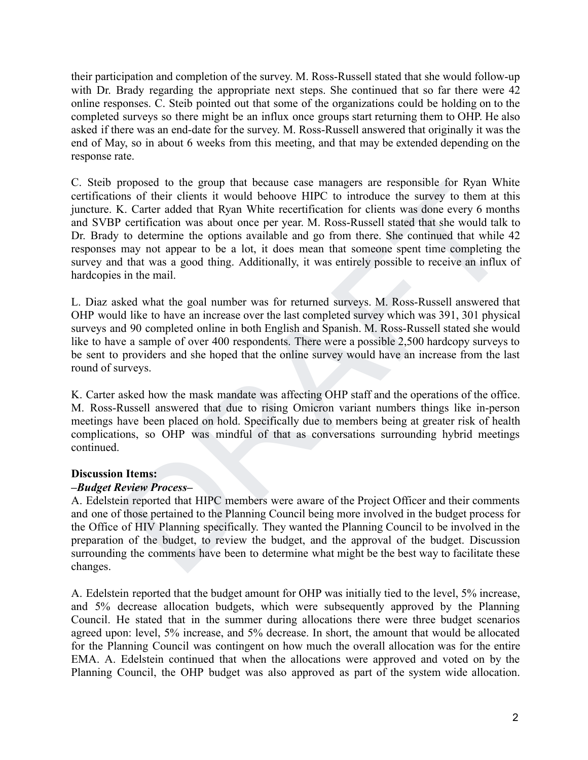their participation and completion of the survey. M. Ross-Russell stated that she would follow-up with Dr. Brady regarding the appropriate next steps. She continued that so far there were 42 online responses. C. Steib pointed out that some of the organizations could be holding on to the completed surveys so there might be an influx once groups start returning them to OHP. He also asked if there was an end-date for the survey. M. Ross-Russell answered that originally it was the end of May, so in about 6 weeks from this meeting, and that may be extended depending on the response rate.

C. Steib proposed to the group that because case managers are responsible for Ryan White certifications of their clients it would behoove HIPC to introduce the survey to them at this juncture. K. Carter added that Ryan White recertification for clients was done every 6 months and SVBP certification was about once per year. M. Ross-Russell stated that she would talk to Dr. Brady to determine the options available and go from there. She continued that while 42 responses may not appear to be a lot, it does mean that someone spent time completing the survey and that was a good thing. Additionally, it was entirely possible to receive an influx of hardcopies in the mail.

L. Diaz asked what the goal number was for returned surveys. M. Ross-Russell answered that OHP would like to have an increase over the last completed survey which was 391, 301 physical surveys and 90 completed online in both English and Spanish. M. Ross-Russell stated she would like to have a sample of over 400 respondents. There were a possible 2,500 hardcopy surveys to be sent to providers and she hoped that the online survey would have an increase from the last round of surveys.

K. Carter asked how the mask mandate was affecting OHP staff and the operations of the office. M. Ross-Russell answered that due to rising Omicron variant numbers things like in-person meetings have been placed on hold. Specifically due to members being at greater risk of health complications, so OHP was mindful of that as conversations surrounding hybrid meetings continued.

**Discussion Items:**

***–Budget Review Process–***

A. Edelstein reported that HIPC members were aware of the Project Officer and their comments and one of those pertained to the Planning Council being more involved in the budget process for the Office of HIV Planning specifically. They wanted the Planning Council to be involved in the preparation of the budget, to review the budget, and the approval of the budget. Discussion surrounding the comments have been to determine what might be the best way to facilitate these changes.

A. Edelstein reported that the budget amount for OHP was initially tied to the level, 5% increase, and 5% decrease allocation budgets, which were subsequently approved by the Planning Council. He stated that in the summer during allocations there were three budget scenarios agreed upon: level, 5% increase, and 5% decrease. In short, the amount that would be allocated for the Planning Council was contingent on how much the overall allocation was for the entire EMA. A. Edelstein continued that when the allocations were approved and voted on by the Planning Council, the OHP budget was also approved as part of the system wide allocation.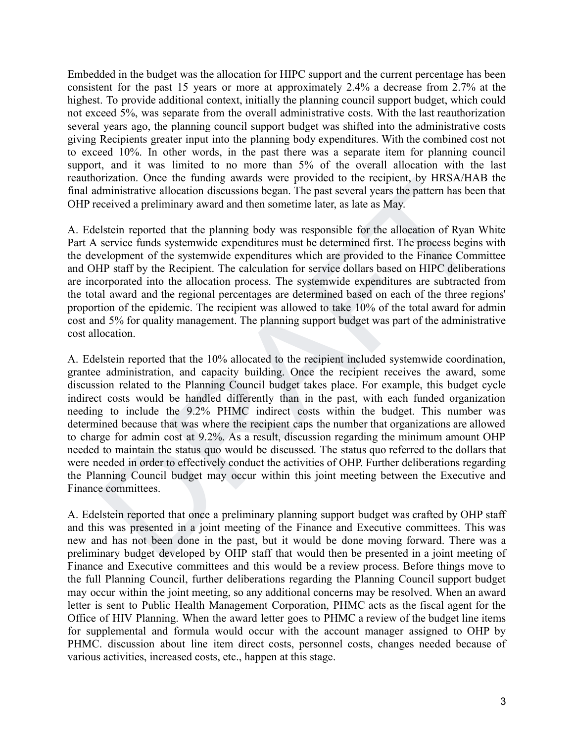Embedded in the budget was the allocation for HIPC support and the current percentage has been consistent for the past 15 years or more at approximately 2.4% a decrease from 2.7% at the highest. To provide additional context, initially the planning council support budget, which could not exceed 5%, was separate from the overall administrative costs. With the last reauthorization several years ago, the planning council support budget was shifted into the administrative costs giving Recipients greater input into the planning body expenditures. With the combined cost not to exceed 10%. In other words, in the past there was a separate item for planning council support, and it was limited to no more than 5% of the overall allocation with the last reauthorization. Once the funding awards were provided to the recipient, by HRSA/HAB the final administrative allocation discussions began. The past several years the pattern has been that OHP received a preliminary award and then sometime later, as late as May.

A. Edelstein reported that the planning body was responsible for the allocation of Ryan White Part A service funds systemwide expenditures must be determined first. The process begins with the development of the systemwide expenditures which are provided to the Finance Committee and OHP staff by the Recipient. The calculation for service dollars based on HIPC deliberations are incorporated into the allocation process. The systemwide expenditures are subtracted from the total award and the regional percentages are determined based on each of the three regions' proportion of the epidemic. The recipient was allowed to take 10% of the total award for admin cost and 5% for quality management. The planning support budget was part of the administrative cost allocation.

A. Edelstein reported that the 10% allocated to the recipient included systemwide coordination, grantee administration, and capacity building. Once the recipient receives the award, some discussion related to the Planning Council budget takes place. For example, this budget cycle indirect costs would be handled differently than in the past, with each funded organization needing to include the 9.2% PHMC indirect costs within the budget. This number was determined because that was where the recipient caps the number that organizations are allowed to charge for admin cost at 9.2%. As a result, discussion regarding the minimum amount OHP needed to maintain the status quo would be discussed. The status quo referred to the dollars that were needed in order to effectively conduct the activities of OHP. Further deliberations regarding the Planning Council budget may occur within this joint meeting between the Executive and Finance committees.

A. Edelstein reported that once a preliminary planning support budget was crafted by OHP staff and this was presented in a joint meeting of the Finance and Executive committees. This was new and has not been done in the past, but it would be done moving forward. There was a preliminary budget developed by OHP staff that would then be presented in a joint meeting of Finance and Executive committees and this would be a review process. Before things move to the full Planning Council, further deliberations regarding the Planning Council support budget may occur within the joint meeting, so any additional concerns may be resolved. When an award letter is sent to Public Health Management Corporation, PHMC acts as the fiscal agent for the Office of HIV Planning. When the award letter goes to PHMC a review of the budget line items for supplemental and formula would occur with the account manager assigned to OHP by PHMC. discussion about line item direct costs, personnel costs, changes needed because of various activities, increased costs, etc., happen at this stage.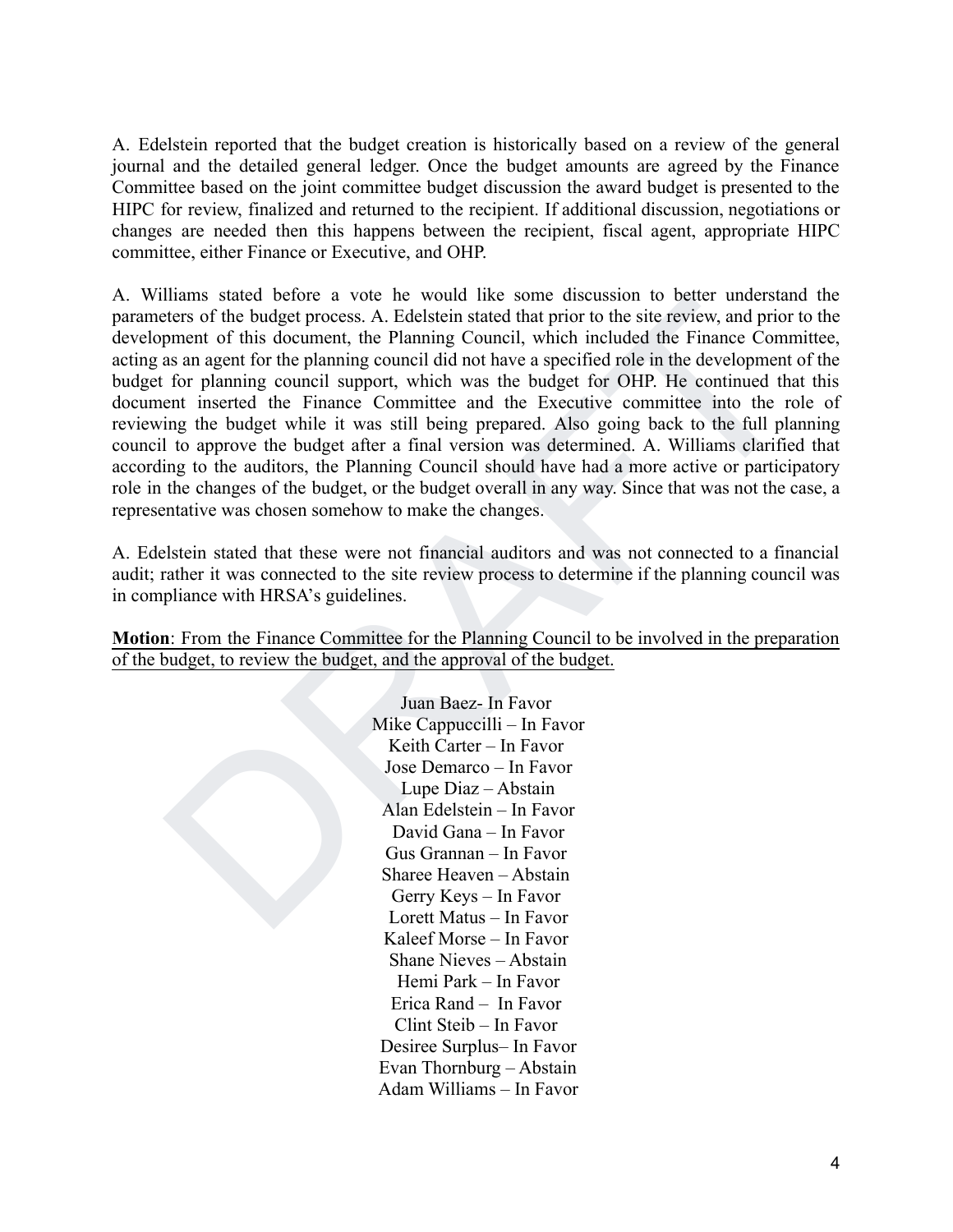A. Edelstein reported that the budget creation is historically based on a review of the general journal and the detailed general ledger. Once the budget amounts are agreed by the Finance Committee based on the joint committee budget discussion the award budget is presented to the HIPC for review, finalized and returned to the recipient. If additional discussion, negotiations or changes are needed then this happens between the recipient, fiscal agent, appropriate HIPC committee, either Finance or Executive, and OHP.

A. Williams stated before a vote he would like some discussion to better understand the parameters of the budget process. A. Edelstein stated that prior to the site review, and prior to the development of this document, the Planning Council, which included the Finance Committee, acting as an agent for the planning council did not have a specified role in the development of the budget for planning council support, which was the budget for OHP. He continued that this document inserted the Finance Committee and the Executive committee into the role of reviewing the budget while it was still being prepared. Also going back to the full planning council to approve the budget after a final version was determined. A. Williams clarified that according to the auditors, the Planning Council should have had a more active or participatory role in the changes of the budget, or the budget overall in any way. Since that was not the case, a representative was chosen somehow to make the changes.

A. Edelstein stated that these were not financial auditors and was not connected to a financial audit; rather it was connected to the site review process to determine if the planning council was in compliance with HRSA's guidelines.

**Motion**: From the Finance Committee for the Planning Council to be involved in the preparation of the budget, to review the budget, and the approval of the budget.

Juan Baez- In Favor
Mike Cappuccilli – In Favor
Keith Carter – In Favor
Jose Demarco – In Favor
Lupe Diaz – Abstain
Alan Edelstein – In Favor
David Gana – In Favor
Gus Grannan – In Favor
Sharee Heaven – Abstain
Gerry Keys – In Favor
Lorett Matus – In Favor
Kaleef Morse – In Favor
Shane Nieves – Abstain
Hemi Park – In Favor
Erica Rand – In Favor
Clint Steib – In Favor
Desiree Surplus– In Favor
Evan Thornburg – Abstain
Adam Williams – In Favor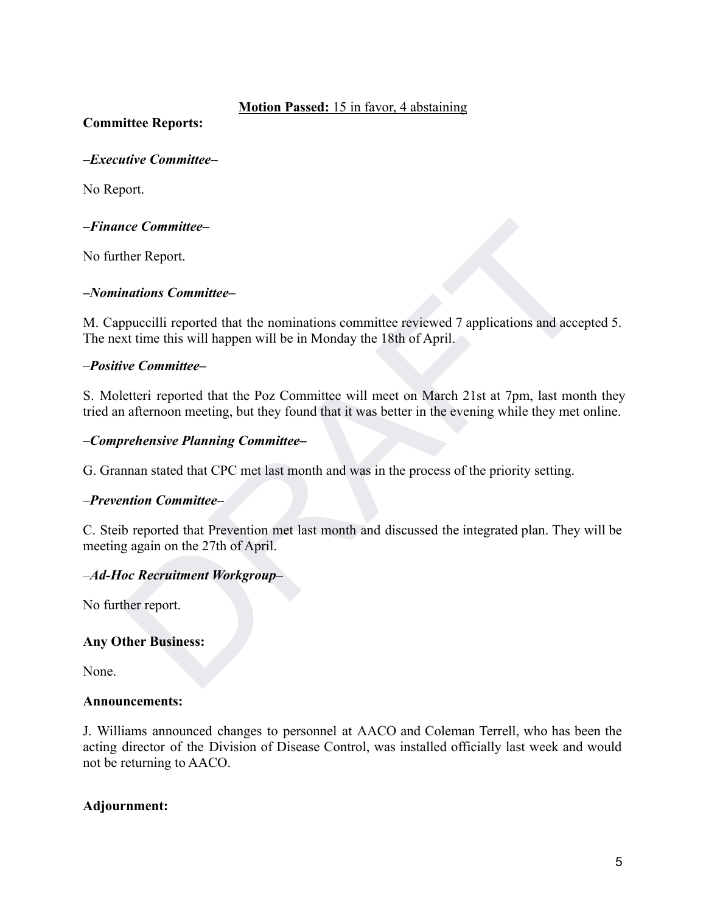**Motion Passed:** 15 in favor, 4 abstaining

**Committee Reports:**

***–Executive Committee–***

No Report.

***–Finance Committee–***

No further Report.

***–Nominations Committee–***

M. Cappuccilli reported that the nominations committee reviewed 7 applications and accepted 5. The next time this will happen will be in Monday the 18th of April.

*–**Positive Committee–***

S. Moletteri reported that the Poz Committee will meet on March 21st at 7pm, last month they tried an afternoon meeting, but they found that it was better in the evening while they met online.

*–**Comprehensive Planning Committee–***

G. Grannan stated that CPC met last month and was in the process of the priority setting.

*–**Prevention Committee–***

C. Steib reported that Prevention met last month and discussed the integrated plan. They will be meeting again on the 27th of April.

*–**Ad-Hoc Recruitment Workgroup–***

No further report.

**Any Other Business:**

None.

**Announcements:**

J. Williams announced changes to personnel at AACO and Coleman Terrell, who has been the acting director of the Division of Disease Control, was installed officially last week and would not be returning to AACO.

**Adjournment:**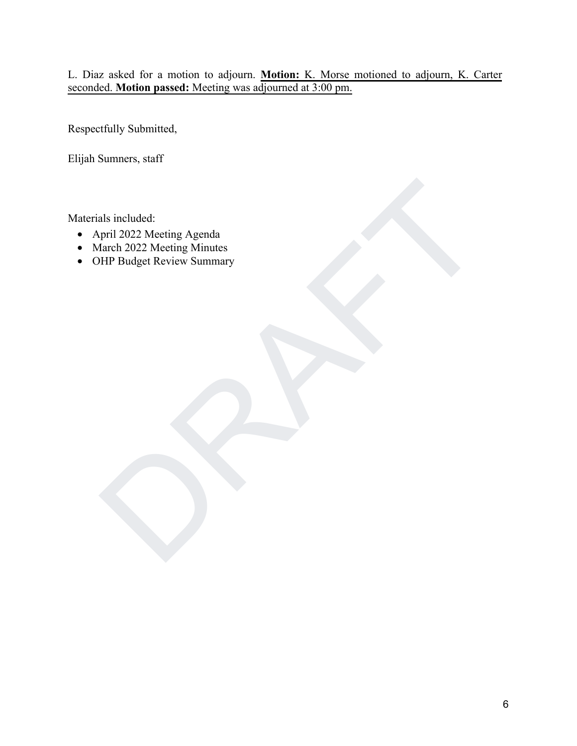L. Diaz asked for a motion to adjourn. **Motion:** K. Morse motioned to adjourn, K. Carter seconded. **Motion passed:** Meeting was adjourned at 3:00 pm.

Respectfully Submitted,

Elijah Sumners, staff

Materials included:

- April 2022 Meeting Agenda
- March 2022 Meeting Minutes
- OHP Budget Review Summary